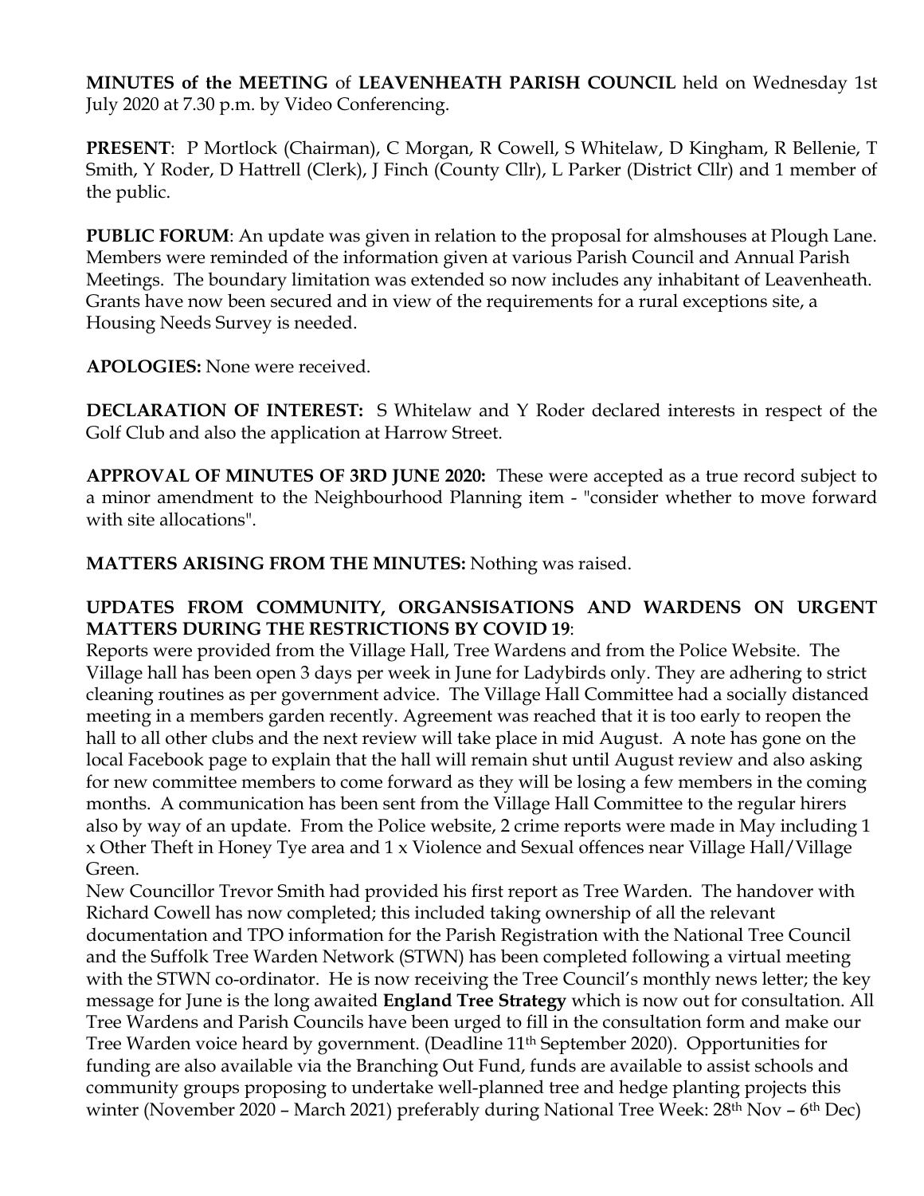**MINUTES of the MEETING** of **LEAVENHEATH PARISH COUNCIL** held on Wednesday 1st July 2020 at 7.30 p.m. by Video Conferencing.

**PRESENT**: P Mortlock (Chairman), C Morgan, R Cowell, S Whitelaw, D Kingham, R Bellenie, T Smith, Y Roder, D Hattrell (Clerk), J Finch (County Cllr), L Parker (District Cllr) and 1 member of the public.

**PUBLIC FORUM**: An update was given in relation to the proposal for almshouses at Plough Lane. Members were reminded of the information given at various Parish Council and Annual Parish Meetings. The boundary limitation was extended so now includes any inhabitant of Leavenheath. Grants have now been secured and in view of the requirements for a rural exceptions site, a Housing Needs Survey is needed.

**APOLOGIES:** None were received.

**DECLARATION OF INTEREST:** S Whitelaw and Y Roder declared interests in respect of the Golf Club and also the application at Harrow Street.

**APPROVAL OF MINUTES OF 3RD JUNE 2020:** These were accepted as a true record subject to a minor amendment to the Neighbourhood Planning item - "consider whether to move forward with site allocations".

**MATTERS ARISING FROM THE MINUTES:** Nothing was raised.

**UPDATES FROM COMMUNITY, ORGANSISATIONS AND WARDENS ON URGENT MATTERS DURING THE RESTRICTIONS BY COVID 19**:

Reports were provided from the Village Hall, Tree Wardens and from the Police Website. The Village hall has been open 3 days per week in June for Ladybirds only. They are adhering to strict cleaning routines as per government advice. The Village Hall Committee had a socially distanced meeting in a members garden recently. Agreement was reached that it is too early to reopen the hall to all other clubs and the next review will take place in mid August. A note has gone on the local Facebook page to explain that the hall will remain shut until August review and also asking for new committee members to come forward as they will be losing a few members in the coming months. A communication has been sent from the Village Hall Committee to the regular hirers also by way of an update. From the Police website, 2 crime reports were made in May including 1 x Other Theft in Honey Tye area and 1 x Violence and Sexual offences near Village Hall/Village Green.

New Councillor Trevor Smith had provided his first report as Tree Warden. The handover with Richard Cowell has now completed; this included taking ownership of all the relevant documentation and TPO information for the Parish Registration with the National Tree Council and the Suffolk Tree Warden Network (STWN) has been completed following a virtual meeting with the STWN co-ordinator. He is now receiving the Tree Council's monthly news letter; the key message for June is the long awaited **England Tree Strategy** which is now out for consultation. All Tree Wardens and Parish Councils have been urged to fill in the consultation form and make our Tree Warden voice heard by government. (Deadline 11th September 2020). Opportunities for funding are also available via the Branching Out Fund, funds are available to assist schools and community groups proposing to undertake well-planned tree and hedge planting projects this winter (November 2020 – March 2021) preferably during National Tree Week: 28th Nov – 6th Dec)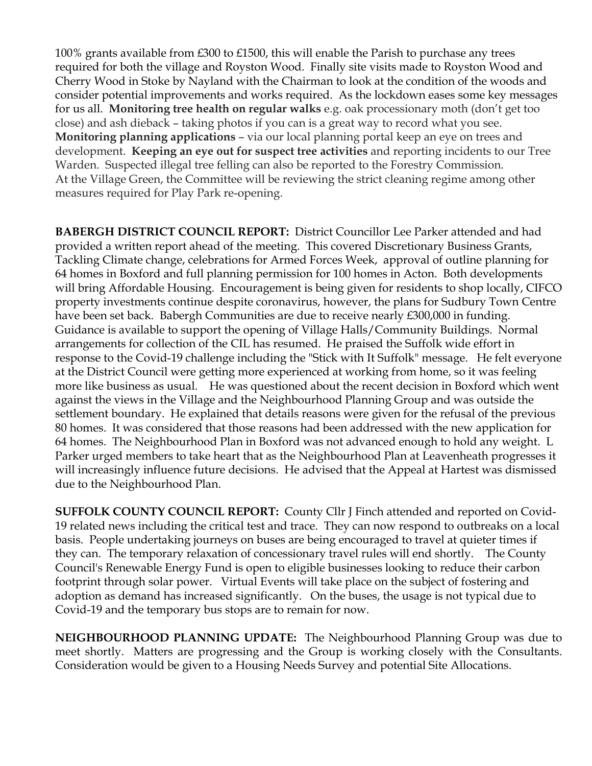100% grants available from £300 to £1500, this will enable the Parish to purchase any trees required for both the village and Royston Wood. Finally site visits made to Royston Wood and Cherry Wood in Stoke by Nayland with the Chairman to look at the condition of the woods and consider potential improvements and works required. As the lockdown eases some key messages for us all. **Monitoring tree health on regular walks** e.g. oak processionary moth (don't get too close) and ash dieback – taking photos if you can is a great way to record what you see. **Monitoring planning applications** – via our local planning portal keep an eye on trees and development. **Keeping an eye out for suspect tree activities** and reporting incidents to our Tree Warden. Suspected illegal tree felling can also be reported to the Forestry Commission. At the Village Green, the Committee will be reviewing the strict cleaning regime among other measures required for Play Park re-opening.

**BABERGH DISTRICT COUNCIL REPORT:** District Councillor Lee Parker attended and had provided a written report ahead of the meeting. This covered Discretionary Business Grants, Tackling Climate change, celebrations for Armed Forces Week, approval of outline planning for 64 homes in Boxford and full planning permission for 100 homes in Acton. Both developments will bring Affordable Housing. Encouragement is being given for residents to shop locally, CIFCO property investments continue despite coronavirus, however, the plans for Sudbury Town Centre have been set back. Babergh Communities are due to receive nearly £300,000 in funding. Guidance is available to support the opening of Village Halls/Community Buildings. Normal arrangements for collection of the CIL has resumed. He praised the Suffolk wide effort in response to the Covid-19 challenge including the "Stick with It Suffolk" message. He felt everyone at the District Council were getting more experienced at working from home, so it was feeling more like business as usual. He was questioned about the recent decision in Boxford which went against the views in the Village and the Neighbourhood Planning Group and was outside the settlement boundary. He explained that details reasons were given for the refusal of the previous 80 homes. It was considered that those reasons had been addressed with the new application for 64 homes. The Neighbourhood Plan in Boxford was not advanced enough to hold any weight. L Parker urged members to take heart that as the Neighbourhood Plan at Leavenheath progresses it will increasingly influence future decisions. He advised that the Appeal at Hartest was dismissed due to the Neighbourhood Plan.

**SUFFOLK COUNTY COUNCIL REPORT:** County Cllr J Finch attended and reported on Covid-19 related news including the critical test and trace. They can now respond to outbreaks on a local basis. People undertaking journeys on buses are being encouraged to travel at quieter times if they can. The temporary relaxation of concessionary travel rules will end shortly. The County Council's Renewable Energy Fund is open to eligible businesses looking to reduce their carbon footprint through solar power. Virtual Events will take place on the subject of fostering and adoption as demand has increased significantly. On the buses, the usage is not typical due to Covid-19 and the temporary bus stops are to remain for now.

**NEIGHBOURHOOD PLANNING UPDATE:** The Neighbourhood Planning Group was due to meet shortly. Matters are progressing and the Group is working closely with the Consultants. Consideration would be given to a Housing Needs Survey and potential Site Allocations.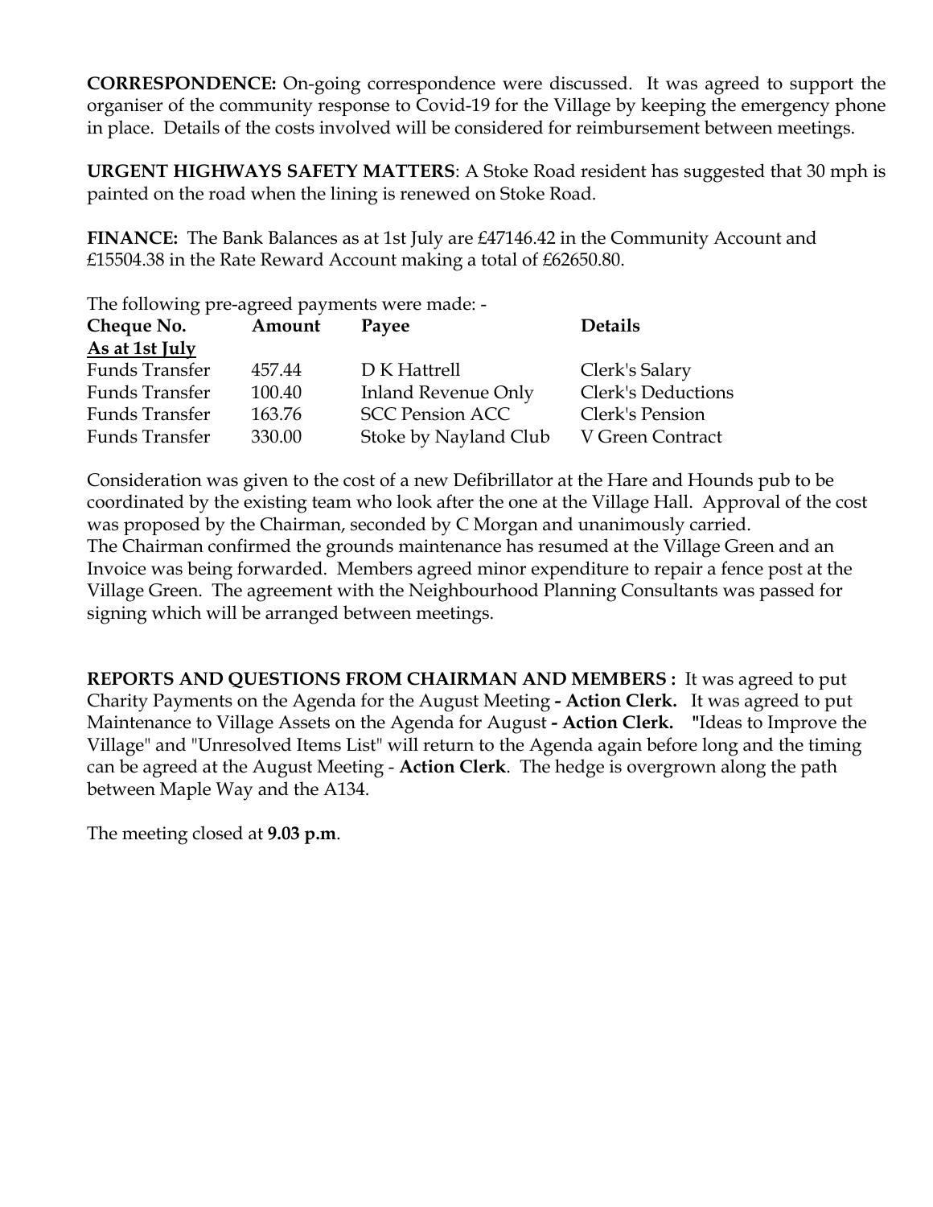**CORRESPONDENCE:** On-going correspondence were discussed. It was agreed to support the organiser of the community response to Covid-19 for the Village by keeping the emergency phone in place. Details of the costs involved will be considered for reimbursement between meetings.

**URGENT HIGHWAYS SAFETY MATTERS**: A Stoke Road resident has suggested that 30 mph is painted on the road when the lining is renewed on Stoke Road.

**FINANCE:** The Bank Balances as at 1st July are £47146.42 in the Community Account and £15504.38 in the Rate Reward Account making a total of £62650.80.

The following pre-agreed payments were made: -

| Cheque No. | Amount | Payee | Details |
|---|---|---|---|
| **As at 1st July** | | | |
| Funds Transfer | 457.44 | D K Hattrell | Clerk's Salary |
| Funds Transfer | 100.40 | Inland Revenue Only | Clerk's Deductions |
| Funds Transfer | 163.76 | SCC Pension ACC | Clerk's Pension |
| Funds Transfer | 330.00 | Stoke by Nayland Club | V Green Contract |

Consideration was given to the cost of a new Defibrillator at the Hare and Hounds pub to be coordinated by the existing team who look after the one at the Village Hall. Approval of the cost was proposed by the Chairman, seconded by C Morgan and unanimously carried.
The Chairman confirmed the grounds maintenance has resumed at the Village Green and an Invoice was being forwarded. Members agreed minor expenditure to repair a fence post at the Village Green. The agreement with the Neighbourhood Planning Consultants was passed for signing which will be arranged between meetings.

**REPORTS AND QUESTIONS FROM CHAIRMAN AND MEMBERS :** It was agreed to put Charity Payments on the Agenda for the August Meeting **- Action Clerk.** It was agreed to put Maintenance to Village Assets on the Agenda for August **- Action Clerk.** "Ideas to Improve the Village" and "Unresolved Items List" will return to the Agenda again before long and the timing can be agreed at the August Meeting - **Action Clerk**. The hedge is overgrown along the path between Maple Way and the A134.

The meeting closed at **9.03 p.m**.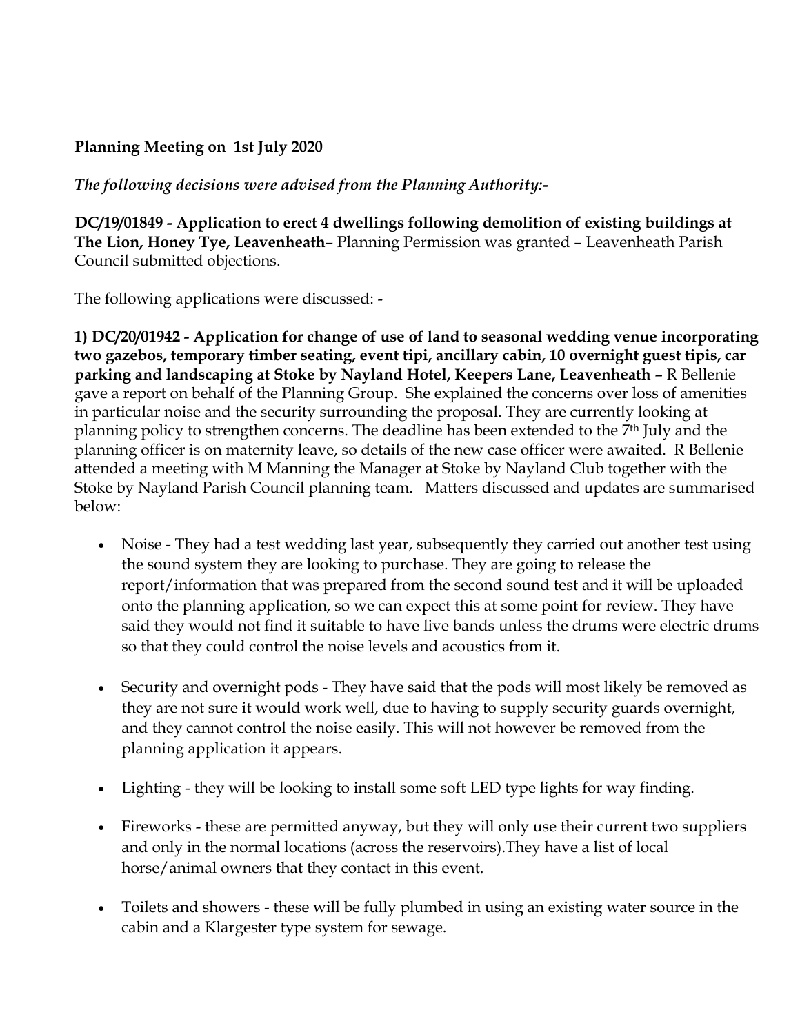**Planning Meeting on 1st July 2020**

*The following decisions were advised from the Planning Authority:-*

**DC/19/01849 - Application to erect 4 dwellings following demolition of existing buildings at The Lion, Honey Tye, Leavenheath**– Planning Permission was granted – Leavenheath Parish Council submitted objections.

The following applications were discussed: -

**1) DC/20/01942 - Application for change of use of land to seasonal wedding venue incorporating two gazebos, temporary timber seating, event tipi, ancillary cabin, 10 overnight guest tipis, car parking and landscaping at Stoke by Nayland Hotel, Keepers Lane, Leavenheath** – R Bellenie gave a report on behalf of the Planning Group. She explained the concerns over loss of amenities in particular noise and the security surrounding the proposal. They are currently looking at planning policy to strengthen concerns. The deadline has been extended to the 7th July and the planning officer is on maternity leave, so details of the new case officer were awaited. R Bellenie attended a meeting with M Manning the Manager at Stoke by Nayland Club together with the Stoke by Nayland Parish Council planning team. Matters discussed and updates are summarised below:

- Noise - They had a test wedding last year, subsequently they carried out another test using the sound system they are looking to purchase. They are going to release the report/information that was prepared from the second sound test and it will be uploaded onto the planning application, so we can expect this at some point for review. They have said they would not find it suitable to have live bands unless the drums were electric drums so that they could control the noise levels and acoustics from it.

- Security and overnight pods - They have said that the pods will most likely be removed as they are not sure it would work well, due to having to supply security guards overnight, and they cannot control the noise easily. This will not however be removed from the planning application it appears.

- Lighting - they will be looking to install some soft LED type lights for way finding.

- Fireworks - these are permitted anyway, but they will only use their current two suppliers and only in the normal locations (across the reservoirs).They have a list of local horse/animal owners that they contact in this event.

- Toilets and showers - these will be fully plumbed in using an existing water source in the cabin and a Klargester type system for sewage.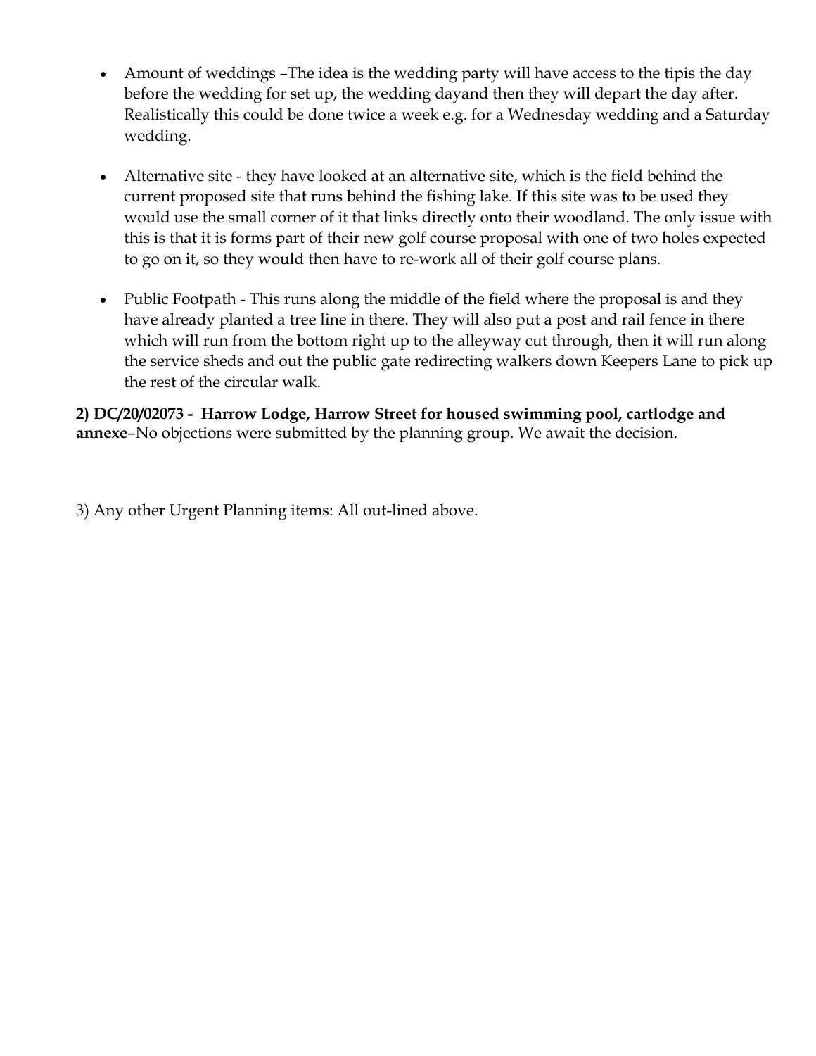- Amount of weddings –The idea is the wedding party will have access to the tipis the day before the wedding for set up, the wedding dayand then they will depart the day after. Realistically this could be done twice a week e.g. for a Wednesday wedding and a Saturday wedding.

- Alternative site - they have looked at an alternative site, which is the field behind the current proposed site that runs behind the fishing lake. If this site was to be used they would use the small corner of it that links directly onto their woodland. The only issue with this is that it is forms part of their new golf course proposal with one of two holes expected to go on it, so they would then have to re-work all of their golf course plans.

- Public Footpath - This runs along the middle of the field where the proposal is and they have already planted a tree line in there. They will also put a post and rail fence in there which will run from the bottom right up to the alleyway cut through, then it will run along the service sheds and out the public gate redirecting walkers down Keepers Lane to pick up the rest of the circular walk.

**2) DC/20/02073 - Harrow Lodge, Harrow Street for housed swimming pool, cartlodge and annexe**–No objections were submitted by the planning group. We await the decision.

3) Any other Urgent Planning items: All out-lined above.